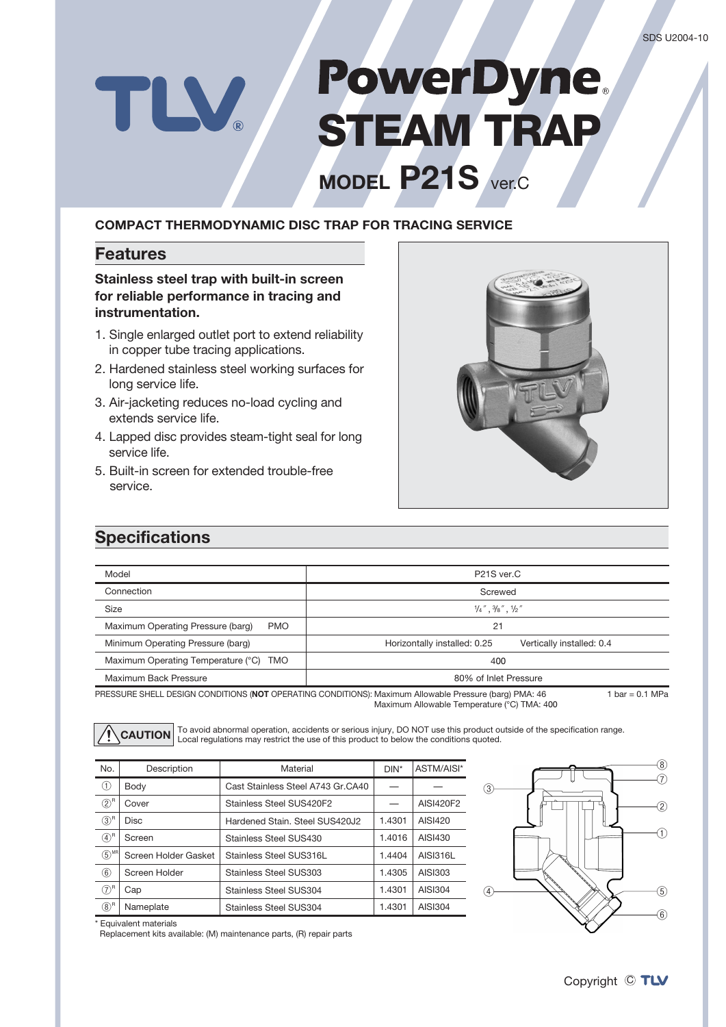SDS U2004-10

# TLV® PowerDyne® STEAM TRAP

## MODEL P21S ver.C

**COMPACT THERMODYNAMIC DISC TRAP FOR TRACING SERVICE**

## Features

**Stainless steel trap with built-in screen for reliable performance in tracing and instrumentation.**

1. Single enlarged outlet port to extend reliability in copper tube tracing applications.
2. Hardened stainless steel working surfaces for long service life.
3. Air-jacketing reduces no-load cycling and extends service life.
4. Lapped disc provides steam-tight seal for long service life.
5. Built-in screen for extended trouble-free service.

## Specifications

| Model | P21S ver.C |
|---|---|
| Connection | Screwed |
| Size | ¼″, ⅜″, ½″ |
| Maximum Operating Pressure (barg) PMO | 21 |
| Minimum Operating Pressure (barg) | Horizontally installed: 0.25 Vertically installed: 0.4 |
| Maximum Operating Temperature (°C) TMO | 400 |
| Maximum Back Pressure | 80% of Inlet Pressure |

PRESSURE SHELL DESIGN CONDITIONS (**NOT** OPERATING CONDITIONS): Maximum Allowable Pressure (barg) PMA: 46
Maximum Allowable Temperature (°C) TMA: 400

1 bar = 0.1 MPa

**CAUTION** To avoid abnormal operation, accidents or serious injury, DO NOT use this product outside of the specification range. Local regulations may restrict the use of this product to below the conditions quoted.

| No. | Description | Material | DIN* | ASTM/AISI* |
|---|---|---|---|---|
| ① | Body | Cast Stainless Steel A743 Gr.CA40 | — | — |
| ②[R] | Cover | Stainless Steel SUS420F2 | — | AISI420F2 |
| ③[R] | Disc | Hardened Stain. Steel SUS420J2 | 1.4301 | AISI420 |
| ④[R] | Screen | Stainless Steel SUS430 | 1.4016 | AISI430 |
| ⑤[MR] | Screen Holder Gasket | Stainless Steel SUS316L | 1.4404 | AISI316L |
| ⑥ | Screen Holder | Stainless Steel SUS303 | 1.4305 | AISI303 |
| ⑦[R] | Cap | Stainless Steel SUS304 | 1.4301 | AISI304 |
| ⑧[R] | Nameplate | Stainless Steel SUS304 | 1.4301 | AISI304 |

\* Equivalent materials
Replacement kits available: (M) maintenance parts, (R) repair parts

Copyright © TLV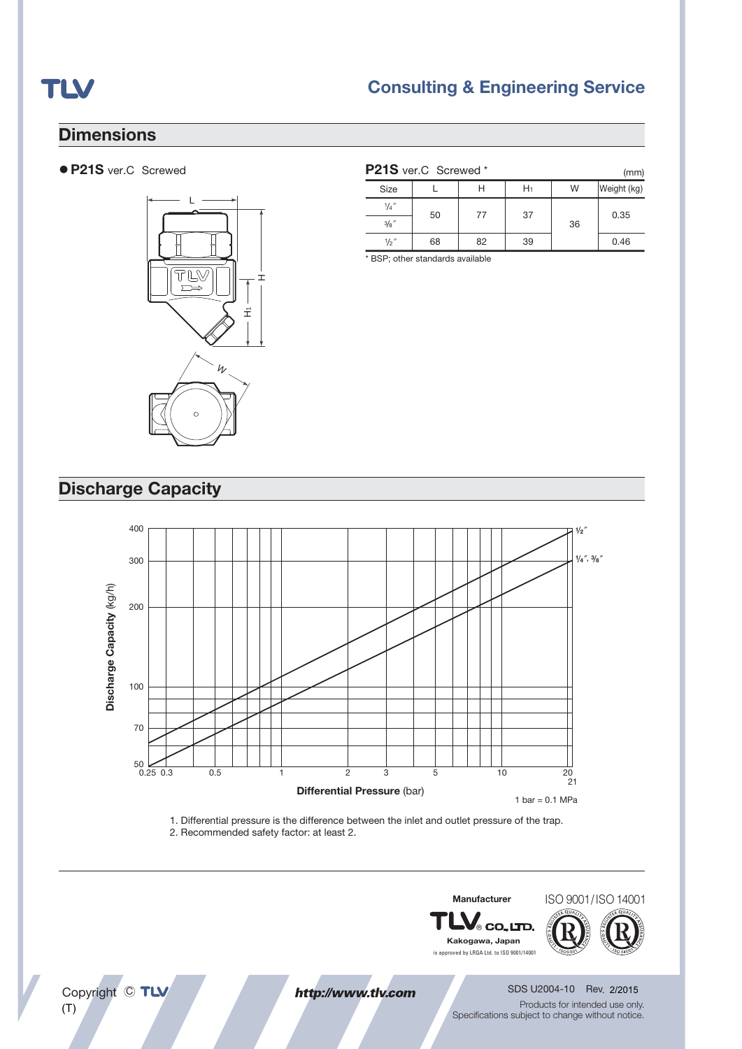## Consulting & Engineering Service

## Dimensions

● **P21S** ver.C Screwed

L

H

H1

W

**P21S** ver.C Screwed * (mm)

| Size | L | H | H1 | W | Weight (kg) |
|---|---|---|---|---|---|
| ¼″ | 50 | 77 | 37 | 36 | 0.35 |
| ⅜″ | | | | | |
| ½″ | 68 | 82 | 39 | | 0.46 |

* BSP; other standards available

## Discharge Capacity

Discharge Capacity (kg/h)

400
300
200
100
70
50

½″
¼″, ⅜″

0.25 0.3 0.5 1 2 3 5 10 20 21

**Differential Pressure** (bar)

1 bar = 0.1 MPa

1. Differential pressure is the difference between the inlet and outlet pressure of the trap.
2. Recommended safety factor: at least 2.

Manufacturer

TLV CO., LTD.
Kakogawa, Japan

is approved by LRQA Ltd. to ISO 9001/14001

ISO 9001/ISO 14001

Copyright © TLV
(T)

*http://www.tlv.com*

SDS U2004-10 Rev. 2/2015

Products for intended use only.
Specifications subject to change without notice.